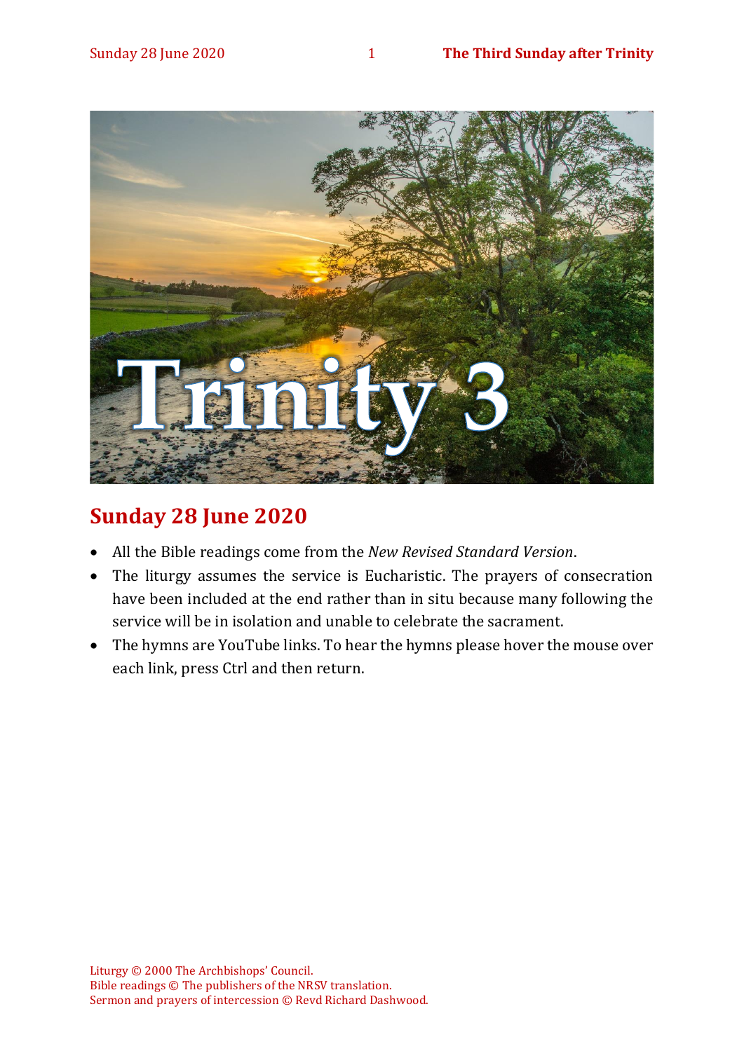Trinity 3

## Sunday 28 June 2020

- All the Bible readings come from the *New Revised Standard Version*.
- The liturgy assumes the service is Eucharistic. The prayers of consecration have been included at the end rather than in situ because many following the service will be in isolation and unable to celebrate the sacrament.
- The hymns are YouTube links. To hear the hymns please hover the mouse over each link, press Ctrl and then return.

Liturgy © 2000 The Archbishops' Council.
Bible readings © The publishers of the NRSV translation.
Sermon and prayers of intercession © Revd Richard Dashwood.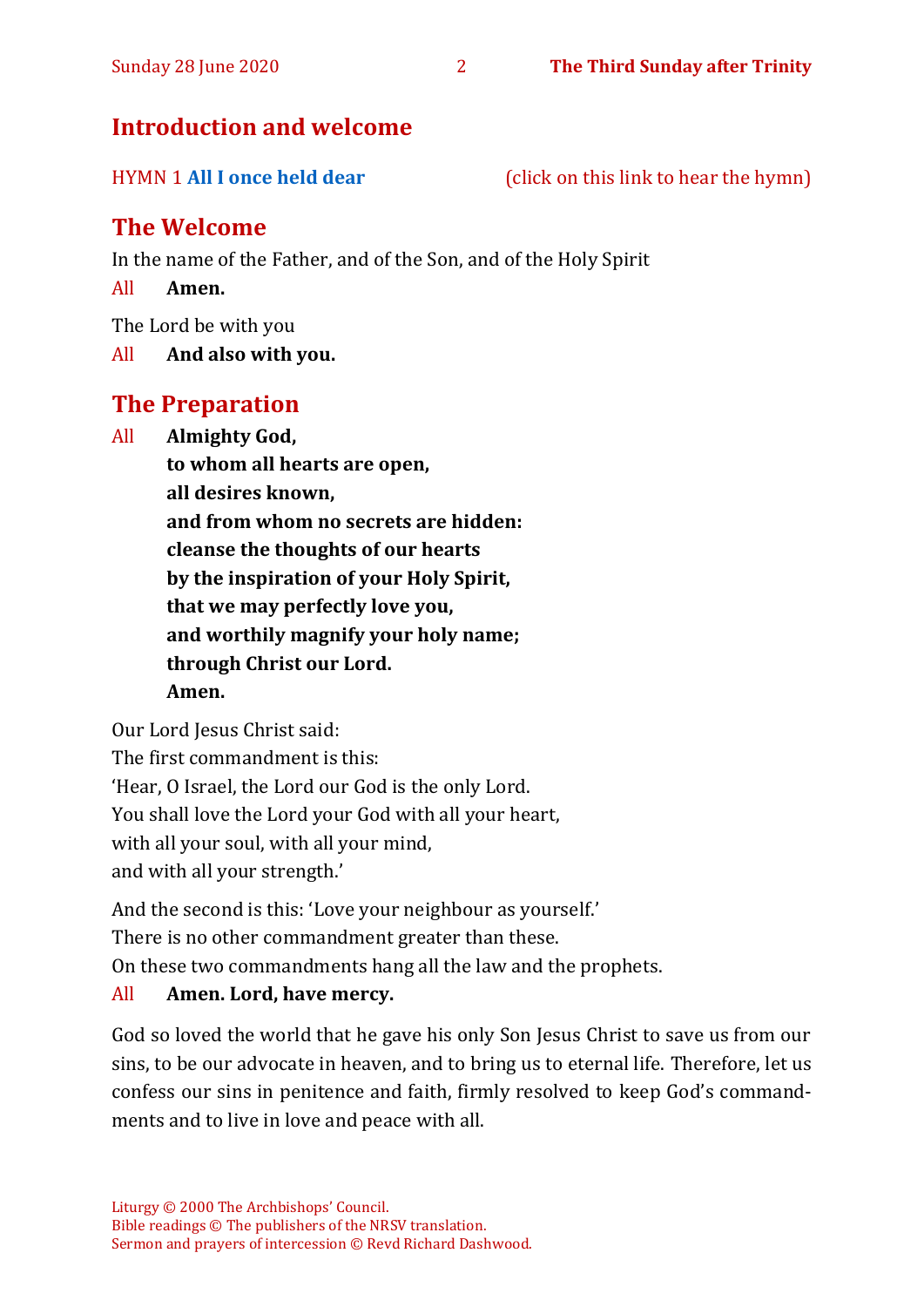## Introduction and welcome

HYMN 1 **All I once held dear** (click on this link to hear the hymn)

## The Welcome

In the name of the Father, and of the Son, and of the Holy Spirit

All **Amen.**

The Lord be with you

All **And also with you.**

## The Preparation

All **Almighty God,**
**to whom all hearts are open,**
**all desires known,**
**and from whom no secrets are hidden:**
**cleanse the thoughts of our hearts**
**by the inspiration of your Holy Spirit,**
**that we may perfectly love you,**
**and worthily magnify your holy name;**
**through Christ our Lord.**
**Amen.**

Our Lord Jesus Christ said:
The first commandment is this:
'Hear, O Israel, the Lord our God is the only Lord.
You shall love the Lord your God with all your heart,
with all your soul, with all your mind,
and with all your strength.'

And the second is this: 'Love your neighbour as yourself.'
There is no other commandment greater than these.
On these two commandments hang all the law and the prophets.

All **Amen. Lord, have mercy.**

God so loved the world that he gave his only Son Jesus Christ to save us from our sins, to be our advocate in heaven, and to bring us to eternal life. Therefore, let us confess our sins in penitence and faith, firmly resolved to keep God's commandments and to live in love and peace with all.

Liturgy © 2000 The Archbishops' Council.
Bible readings © The publishers of the NRSV translation.
Sermon and prayers of intercession © Revd Richard Dashwood.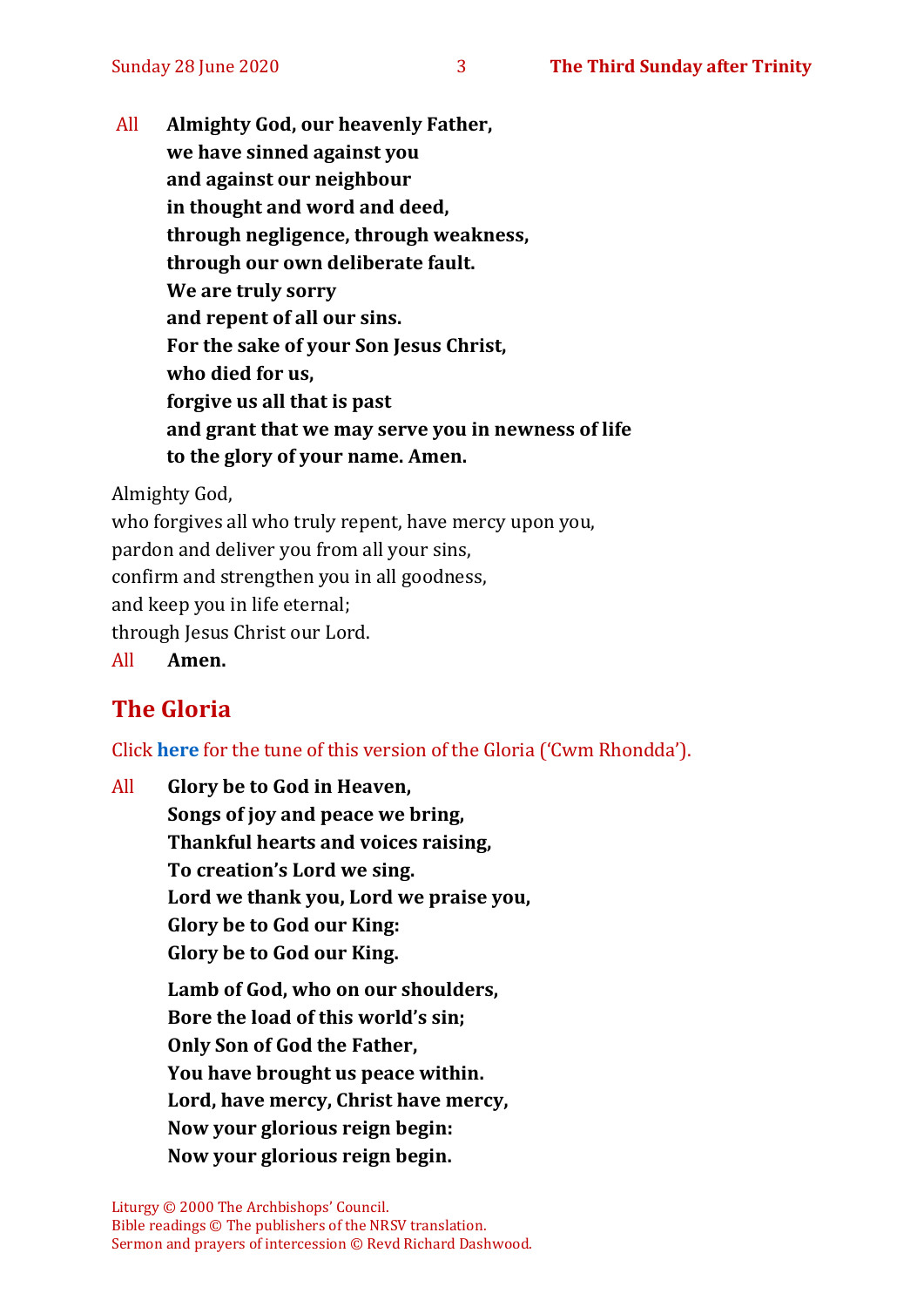All **Almighty God, our heavenly Father,**
**we have sinned against you**
**and against our neighbour**
**in thought and word and deed,**
**through negligence, through weakness,**
**through our own deliberate fault.**
**We are truly sorry**
**and repent of all our sins.**
**For the sake of your Son Jesus Christ,**
**who died for us,**
**forgive us all that is past**
**and grant that we may serve you in newness of life**
**to the glory of your name. Amen.**

Almighty God,
who forgives all who truly repent, have mercy upon you,
pardon and deliver you from all your sins,
confirm and strengthen you in all goodness,
and keep you in life eternal;
through Jesus Christ our Lord.

All **Amen.**

## The Gloria

Click **here** for the tune of this version of the Gloria ('Cwm Rhondda').

All **Glory be to God in Heaven,**
**Songs of joy and peace we bring,**
**Thankful hearts and voices raising,**
**To creation's Lord we sing.**
**Lord we thank you, Lord we praise you,**
**Glory be to God our King:**
**Glory be to God our King.**

**Lamb of God, who on our shoulders,**
**Bore the load of this world's sin;**
**Only Son of God the Father,**
**You have brought us peace within.**
**Lord, have mercy, Christ have mercy,**
**Now your glorious reign begin:**
**Now your glorious reign begin.**

Liturgy © 2000 The Archbishops' Council.
Bible readings © The publishers of the NRSV translation.
Sermon and prayers of intercession © Revd Richard Dashwood.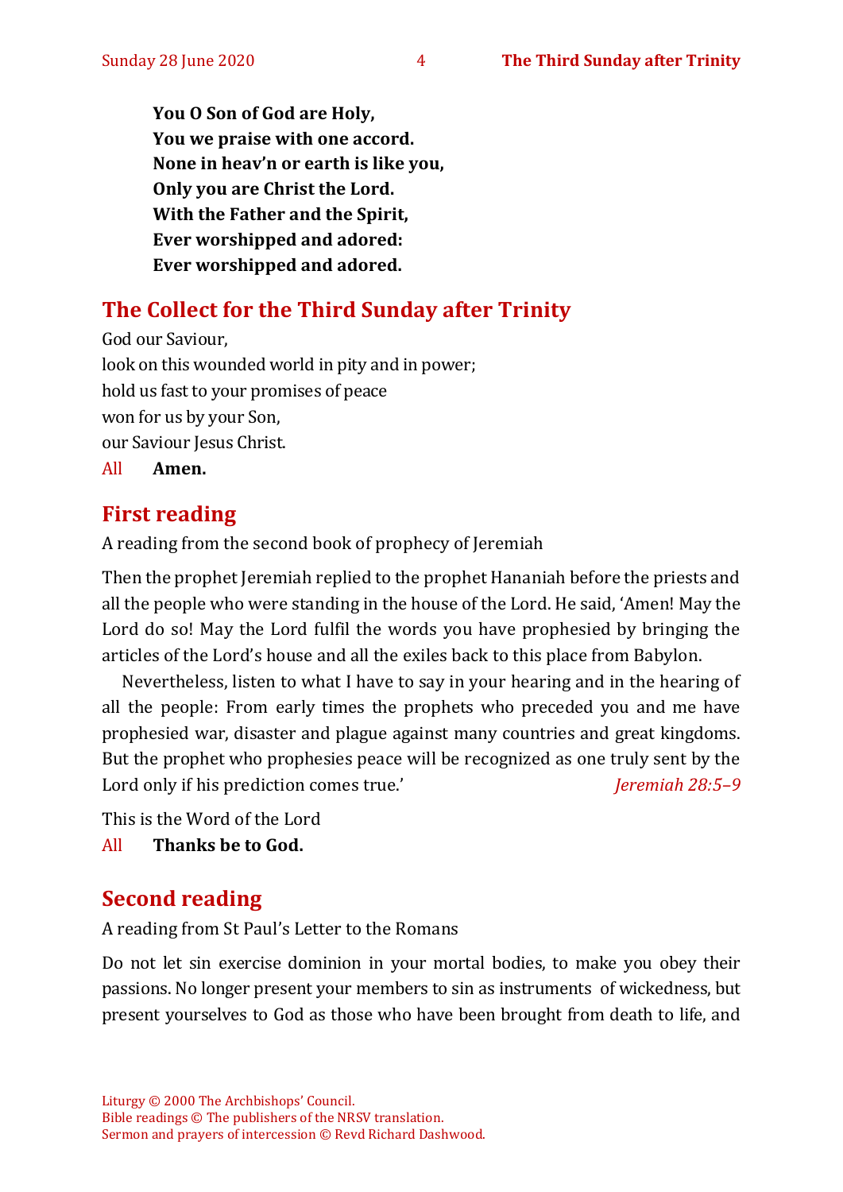**You O Son of God are Holy,**
**You we praise with one accord.**
**None in heav'n or earth is like you,**
**Only you are Christ the Lord.**
**With the Father and the Spirit,**
**Ever worshipped and adored:**
**Ever worshipped and adored.**

## The Collect for the Third Sunday after Trinity

God our Saviour,
look on this wounded world in pity and in power;
hold us fast to your promises of peace
won for us by your Son,
our Saviour Jesus Christ.

All **Amen.**

## First reading

A reading from the second book of prophecy of Jeremiah

Then the prophet Jeremiah replied to the prophet Hananiah before the priests and all the people who were standing in the house of the Lord. He said, 'Amen! May the Lord do so! May the Lord fulfil the words you have prophesied by bringing the articles of the Lord's house and all the exiles back to this place from Babylon.

Nevertheless, listen to what I have to say in your hearing and in the hearing of all the people: From early times the prophets who preceded you and me have prophesied war, disaster and plague against many countries and great kingdoms. But the prophet who prophesies peace will be recognized as one truly sent by the Lord only if his prediction comes true.' *Jeremiah 28:5–9*

This is the Word of the Lord

All **Thanks be to God.**

## Second reading

A reading from St Paul's Letter to the Romans

Do not let sin exercise dominion in your mortal bodies, to make you obey their passions. No longer present your members to sin as instruments of wickedness, but present yourselves to God as those who have been brought from death to life, and

Liturgy © 2000 The Archbishops' Council.
Bible readings © The publishers of the NRSV translation.
Sermon and prayers of intercession © Revd Richard Dashwood.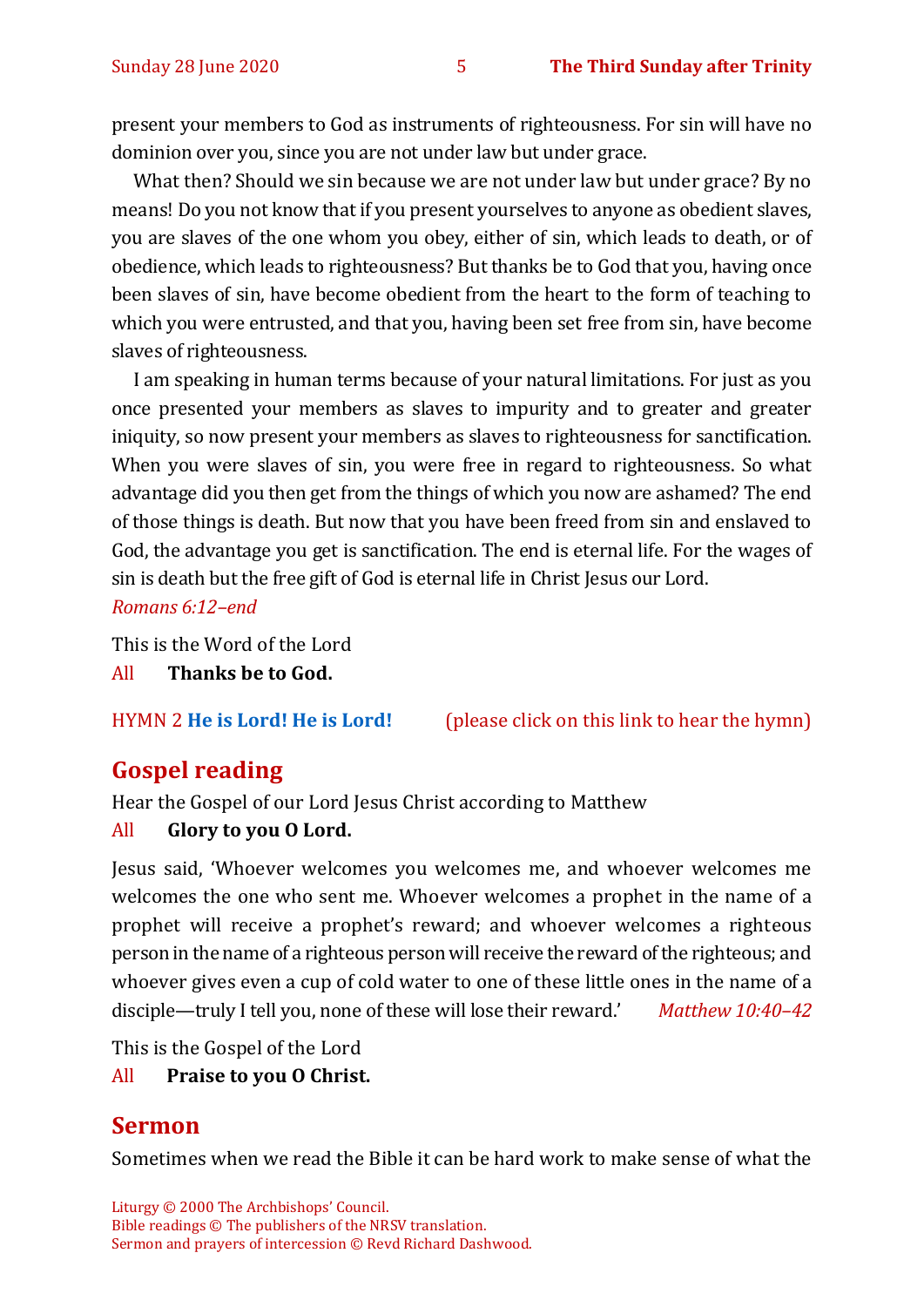present your members to God as instruments of righteousness. For sin will have no dominion over you, since you are not under law but under grace.

What then? Should we sin because we are not under law but under grace? By no means! Do you not know that if you present yourselves to anyone as obedient slaves, you are slaves of the one whom you obey, either of sin, which leads to death, or of obedience, which leads to righteousness? But thanks be to God that you, having once been slaves of sin, have become obedient from the heart to the form of teaching to which you were entrusted, and that you, having been set free from sin, have become slaves of righteousness.

I am speaking in human terms because of your natural limitations. For just as you once presented your members as slaves to impurity and to greater and greater iniquity, so now present your members as slaves to righteousness for sanctification. When you were slaves of sin, you were free in regard to righteousness. So what advantage did you then get from the things of which you now are ashamed? The end of those things is death. But now that you have been freed from sin and enslaved to God, the advantage you get is sanctification. The end is eternal life. For the wages of sin is death but the free gift of God is eternal life in Christ Jesus our Lord.

*Romans 6:12–end*

This is the Word of the Lord

All **Thanks be to God.**

HYMN 2 **He is Lord! He is Lord!** (please click on this link to hear the hymn)

## Gospel reading

Hear the Gospel of our Lord Jesus Christ according to Matthew

All **Glory to you O Lord.**

Jesus said, 'Whoever welcomes you welcomes me, and whoever welcomes me welcomes the one who sent me. Whoever welcomes a prophet in the name of a prophet will receive a prophet's reward; and whoever welcomes a righteous person in the name of a righteous person will receive the reward of the righteous; and whoever gives even a cup of cold water to one of these little ones in the name of a disciple—truly I tell you, none of these will lose their reward.' *Matthew 10:40–42*

This is the Gospel of the Lord

All **Praise to you O Christ.**

## Sermon

Sometimes when we read the Bible it can be hard work to make sense of what the

Liturgy © 2000 The Archbishops' Council.
Bible readings © The publishers of the NRSV translation.
Sermon and prayers of intercession © Revd Richard Dashwood.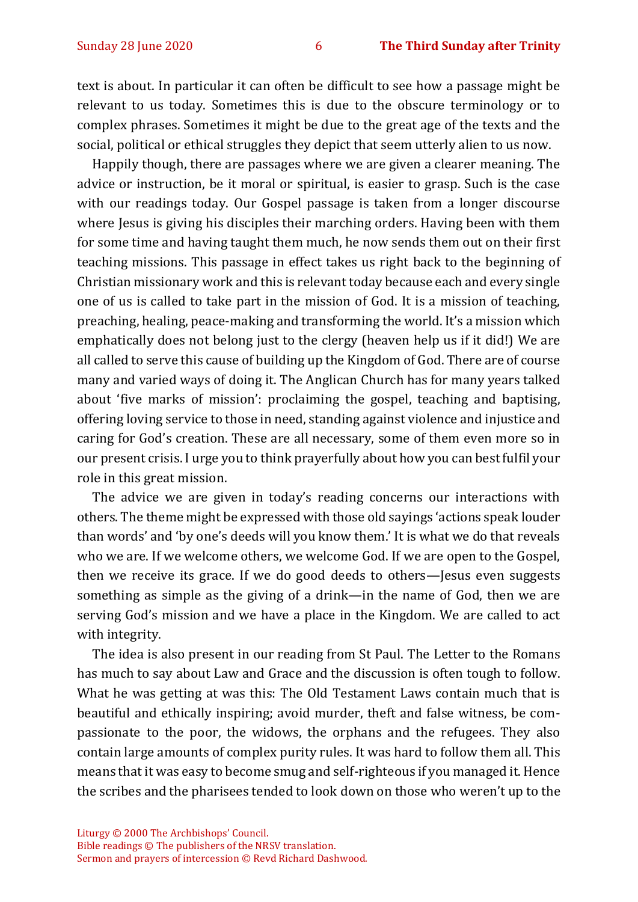text is about. In particular it can often be difficult to see how a passage might be relevant to us today. Sometimes this is due to the obscure terminology or to complex phrases. Sometimes it might be due to the great age of the texts and the social, political or ethical struggles they depict that seem utterly alien to us now.

Happily though, there are passages where we are given a clearer meaning. The advice or instruction, be it moral or spiritual, is easier to grasp. Such is the case with our readings today. Our Gospel passage is taken from a longer discourse where Jesus is giving his disciples their marching orders. Having been with them for some time and having taught them much, he now sends them out on their first teaching missions. This passage in effect takes us right back to the beginning of Christian missionary work and this is relevant today because each and every single one of us is called to take part in the mission of God. It is a mission of teaching, preaching, healing, peace-making and transforming the world. It's a mission which emphatically does not belong just to the clergy (heaven help us if it did!) We are all called to serve this cause of building up the Kingdom of God. There are of course many and varied ways of doing it. The Anglican Church has for many years talked about 'five marks of mission': proclaiming the gospel, teaching and baptising, offering loving service to those in need, standing against violence and injustice and caring for God's creation. These are all necessary, some of them even more so in our present crisis. I urge you to think prayerfully about how you can best fulfil your role in this great mission.

The advice we are given in today's reading concerns our interactions with others. The theme might be expressed with those old sayings 'actions speak louder than words' and 'by one's deeds will you know them.' It is what we do that reveals who we are. If we welcome others, we welcome God. If we are open to the Gospel, then we receive its grace. If we do good deeds to others—Jesus even suggests something as simple as the giving of a drink—in the name of God, then we are serving God's mission and we have a place in the Kingdom. We are called to act with integrity.

The idea is also present in our reading from St Paul. The Letter to the Romans has much to say about Law and Grace and the discussion is often tough to follow. What he was getting at was this: The Old Testament Laws contain much that is beautiful and ethically inspiring; avoid murder, theft and false witness, be compassionate to the poor, the widows, the orphans and the refugees. They also contain large amounts of complex purity rules. It was hard to follow them all. This means that it was easy to become smug and self-righteous if you managed it. Hence the scribes and the pharisees tended to look down on those who weren't up to the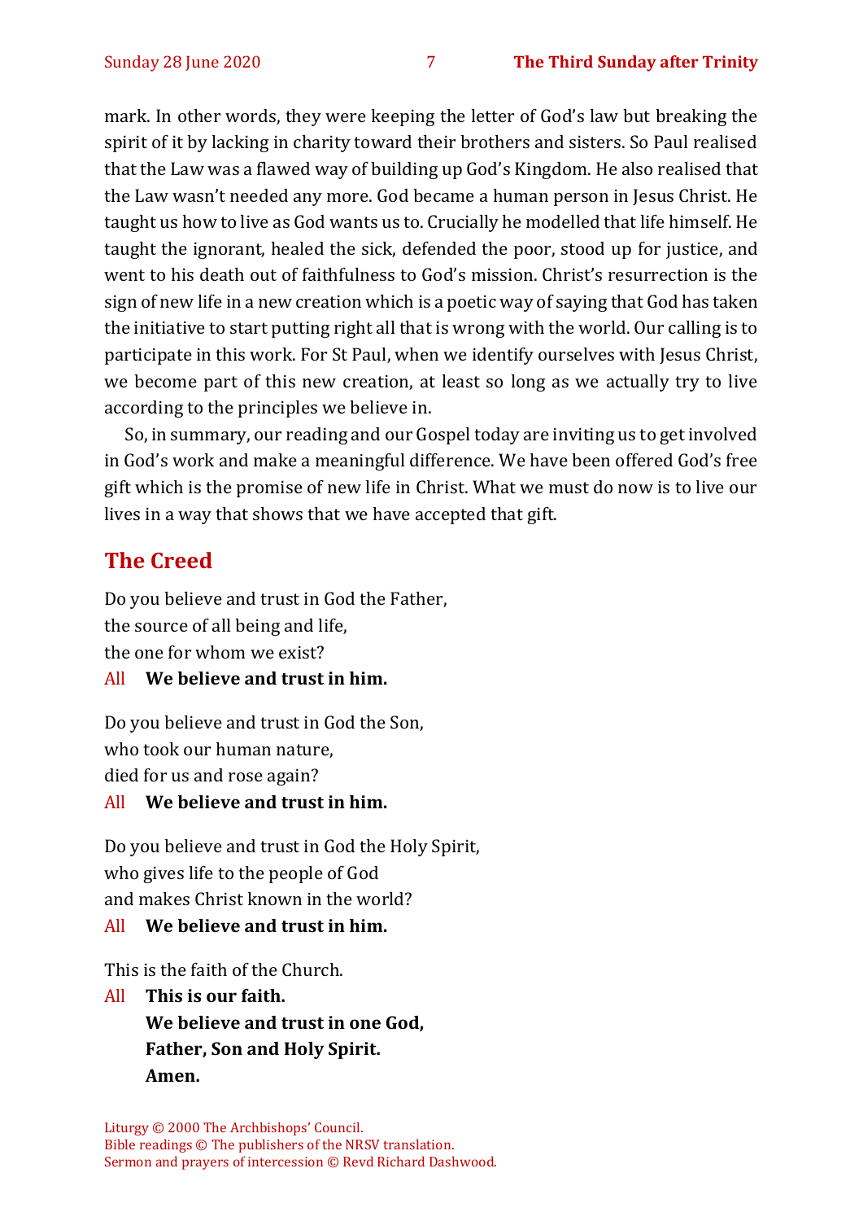mark. In other words, they were keeping the letter of God's law but breaking the spirit of it by lacking in charity toward their brothers and sisters. So Paul realised that the Law was a flawed way of building up God's Kingdom. He also realised that the Law wasn't needed any more. God became a human person in Jesus Christ. He taught us how to live as God wants us to. Crucially he modelled that life himself. He taught the ignorant, healed the sick, defended the poor, stood up for justice, and went to his death out of faithfulness to God's mission. Christ's resurrection is the sign of new life in a new creation which is a poetic way of saying that God has taken the initiative to start putting right all that is wrong with the world. Our calling is to participate in this work. For St Paul, when we identify ourselves with Jesus Christ, we become part of this new creation, at least so long as we actually try to live according to the principles we believe in.

So, in summary, our reading and our Gospel today are inviting us to get involved in God's work and make a meaningful difference. We have been offered God's free gift which is the promise of new life in Christ. What we must do now is to live our lives in a way that shows that we have accepted that gift.

## The Creed

Do you believe and trust in God the Father,
the source of all being and life,
the one for whom we exist?

All **We believe and trust in him.**

Do you believe and trust in God the Son,
who took our human nature,
died for us and rose again?

All **We believe and trust in him.**

Do you believe and trust in God the Holy Spirit,
who gives life to the people of God
and makes Christ known in the world?

All **We believe and trust in him.**

This is the faith of the Church.

All **This is our faith.**
**We believe and trust in one God,**
**Father, Son and Holy Spirit.**
**Amen.**

Liturgy © 2000 The Archbishops' Council.
Bible readings © The publishers of the NRSV translation.
Sermon and prayers of intercession © Revd Richard Dashwood.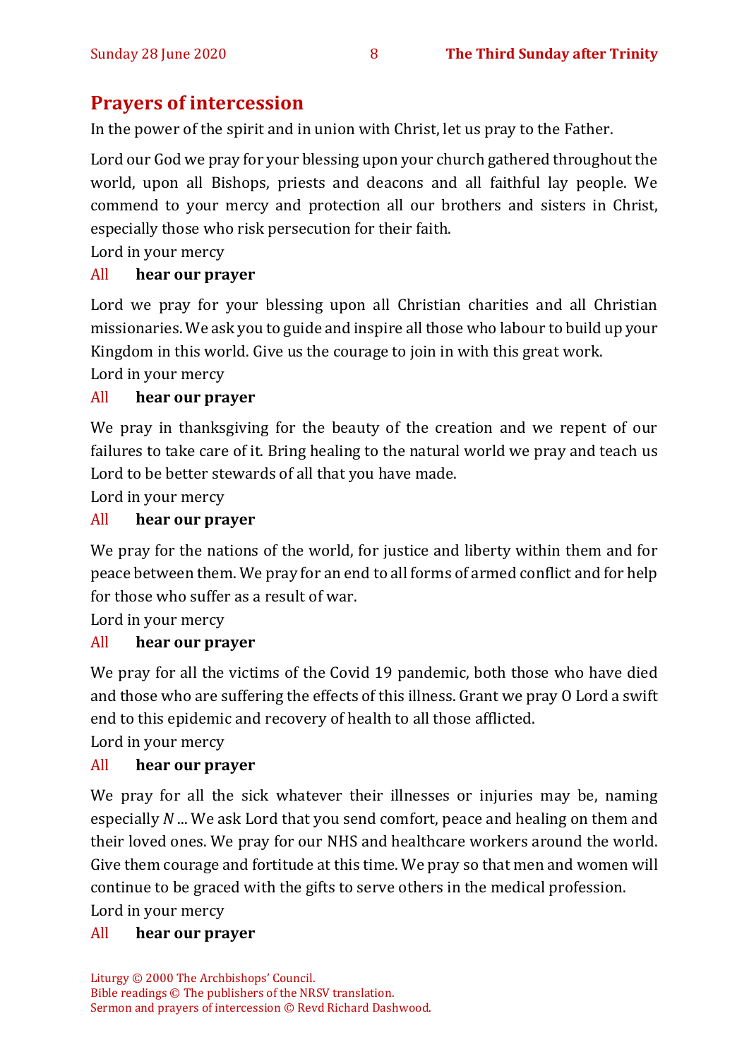## Prayers of intercession

In the power of the spirit and in union with Christ, let us pray to the Father.

Lord our God we pray for your blessing upon your church gathered throughout the world, upon all Bishops, priests and deacons and all faithful lay people. We commend to your mercy and protection all our brothers and sisters in Christ, especially those who risk persecution for their faith.

Lord in your mercy

All **hear our prayer**

Lord we pray for your blessing upon all Christian charities and all Christian missionaries. We ask you to guide and inspire all those who labour to build up your Kingdom in this world. Give us the courage to join in with this great work.

Lord in your mercy

All **hear our prayer**

We pray in thanksgiving for the beauty of the creation and we repent of our failures to take care of it. Bring healing to the natural world we pray and teach us Lord to be better stewards of all that you have made.

Lord in your mercy

All **hear our prayer**

We pray for the nations of the world, for justice and liberty within them and for peace between them. We pray for an end to all forms of armed conflict and for help for those who suffer as a result of war.

Lord in your mercy

All **hear our prayer**

We pray for all the victims of the Covid 19 pandemic, both those who have died and those who are suffering the effects of this illness. Grant we pray O Lord a swift end to this epidemic and recovery of health to all those afflicted.

Lord in your mercy

All **hear our prayer**

We pray for all the sick whatever their illnesses or injuries may be, naming especially *N* ... We ask Lord that you send comfort, peace and healing on them and their loved ones. We pray for our NHS and healthcare workers around the world. Give them courage and fortitude at this time. We pray so that men and women will continue to be graced with the gifts to serve others in the medical profession.

Lord in your mercy

All **hear our prayer**

Liturgy © 2000 The Archbishops' Council.
Bible readings © The publishers of the NRSV translation.
Sermon and prayers of intercession © Revd Richard Dashwood.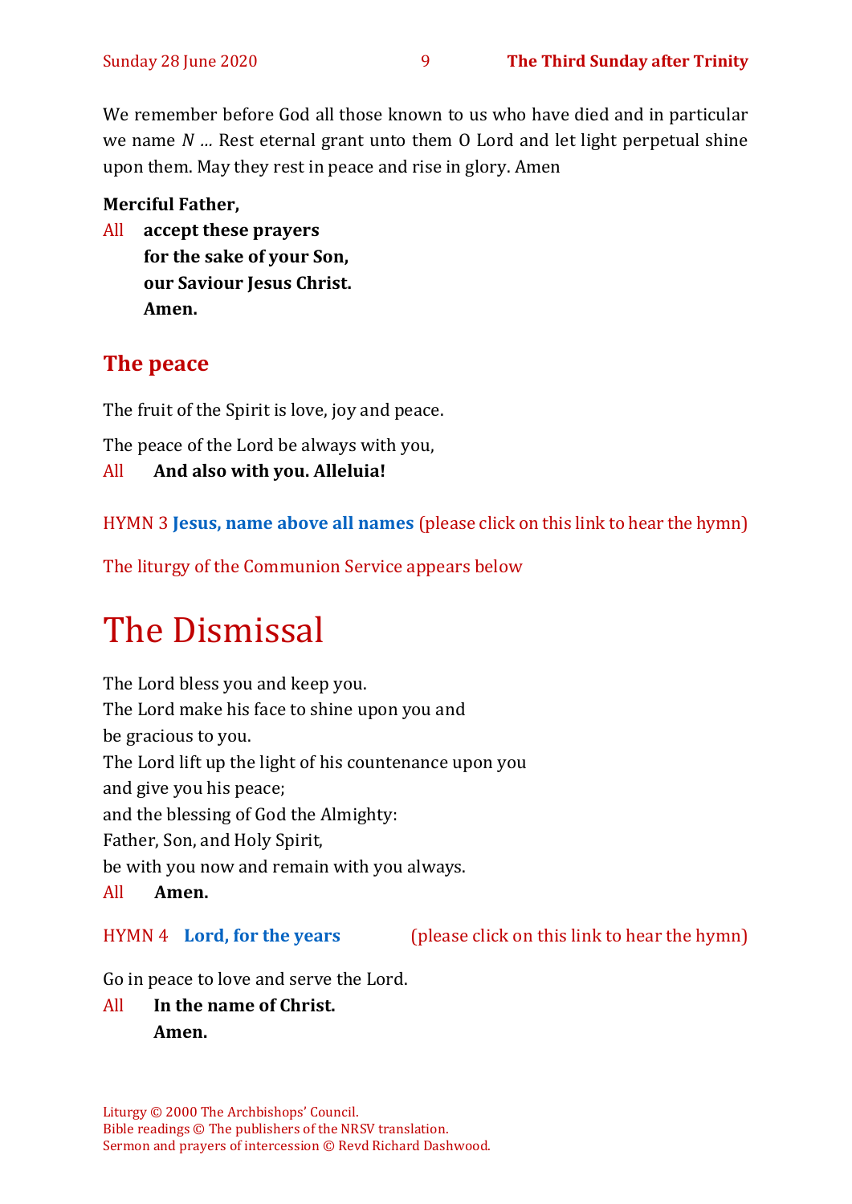We remember before God all those known to us who have died and in particular we name *N* … Rest eternal grant unto them O Lord and let light perpetual shine upon them. May they rest in peace and rise in glory. Amen

**Merciful Father,**

All **accept these prayers**
**for the sake of your Son,**
**our Saviour Jesus Christ.**
**Amen.**

## The peace

The fruit of the Spirit is love, joy and peace.

The peace of the Lord be always with you,

All **And also with you. Alleluia!**

HYMN 3 **Jesus, name above all names** (please click on this link to hear the hymn)

The liturgy of the Communion Service appears below

# The Dismissal

The Lord bless you and keep you.
The Lord make his face to shine upon you and
be gracious to you.
The Lord lift up the light of his countenance upon you
and give you his peace;
and the blessing of God the Almighty:
Father, Son, and Holy Spirit,
be with you now and remain with you always.

All **Amen.**

HYMN 4 **Lord, for the years** (please click on this link to hear the hymn)

Go in peace to love and serve the Lord.

All **In the name of Christ.**
**Amen.**

Liturgy © 2000 The Archbishops' Council.
Bible readings © The publishers of the NRSV translation.
Sermon and prayers of intercession © Revd Richard Dashwood.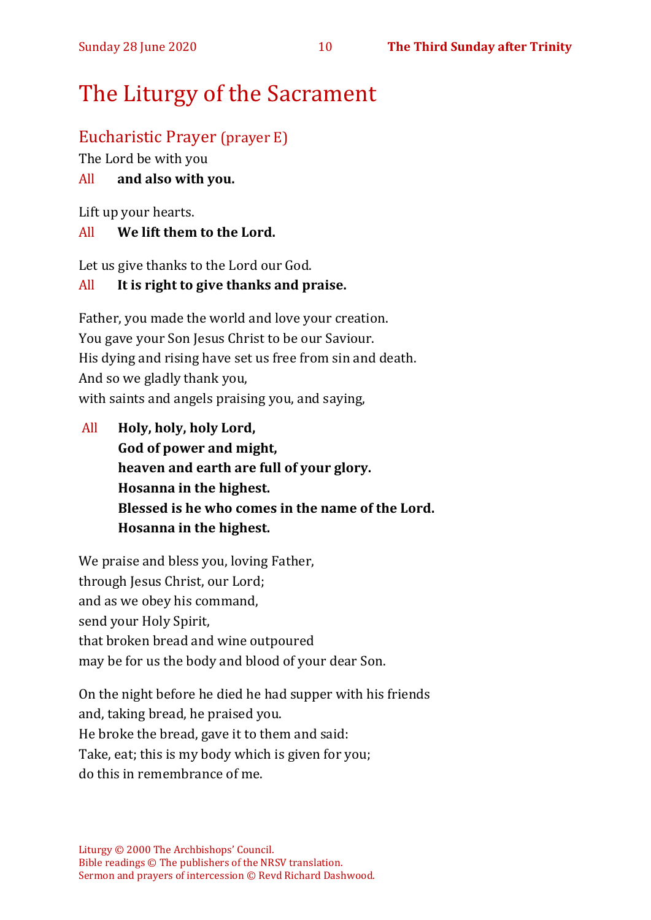# The Liturgy of the Sacrament

## Eucharistic Prayer (prayer E)

The Lord be with you

All **and also with you.**

Lift up your hearts.

All **We lift them to the Lord.**

Let us give thanks to the Lord our God.

All **It is right to give thanks and praise.**

Father, you made the world and love your creation.
You gave your Son Jesus Christ to be our Saviour.
His dying and rising have set us free from sin and death.
And so we gladly thank you,
with saints and angels praising you, and saying,

All **Holy, holy, holy Lord,**
**God of power and might,**
**heaven and earth are full of your glory.**
**Hosanna in the highest.**
**Blessed is he who comes in the name of the Lord.**
**Hosanna in the highest.**

We praise and bless you, loving Father,
through Jesus Christ, our Lord;
and as we obey his command,
send your Holy Spirit,
that broken bread and wine outpoured
may be for us the body and blood of your dear Son.

On the night before he died he had supper with his friends
and, taking bread, he praised you.
He broke the bread, gave it to them and said:
Take, eat; this is my body which is given for you;
do this in remembrance of me.

Liturgy © 2000 The Archbishops' Council.
Bible readings © The publishers of the NRSV translation.
Sermon and prayers of intercession © Revd Richard Dashwood.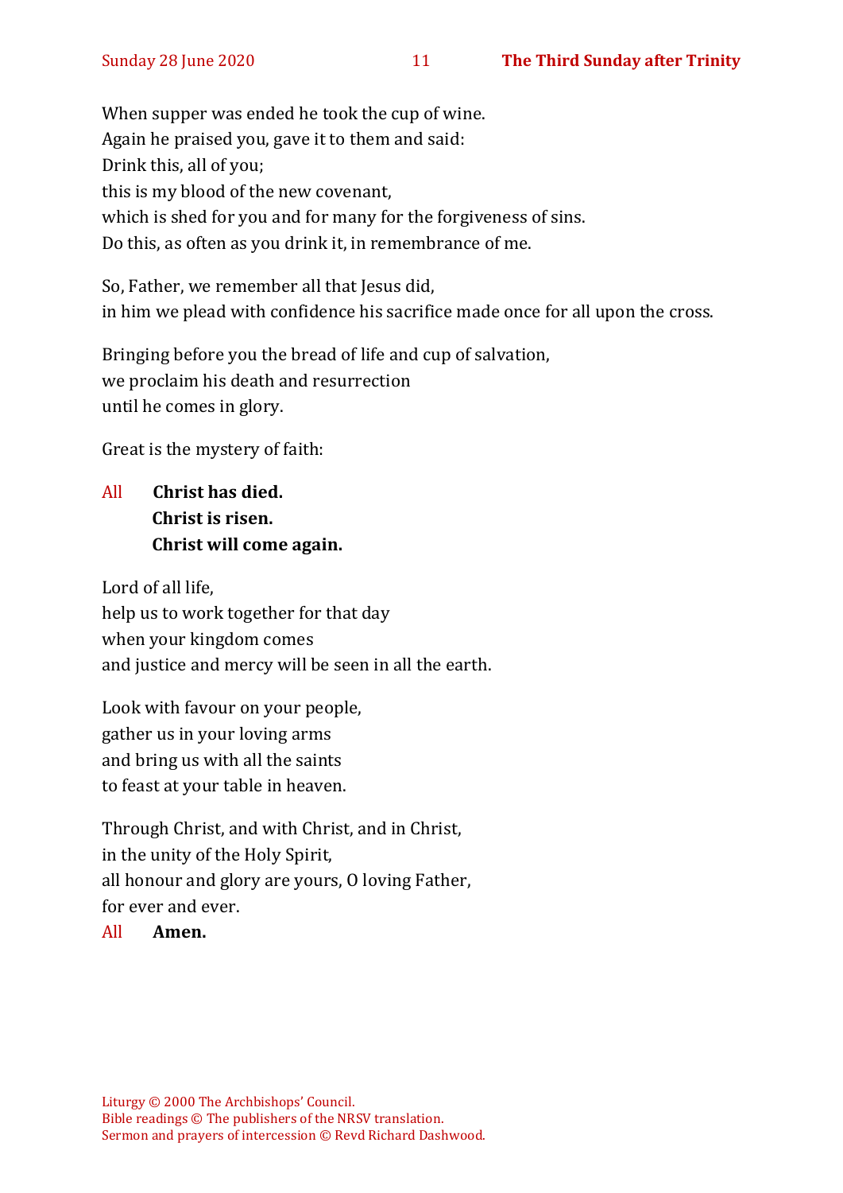When supper was ended he took the cup of wine.
Again he praised you, gave it to them and said:
Drink this, all of you;
this is my blood of the new covenant,
which is shed for you and for many for the forgiveness of sins.
Do this, as often as you drink it, in remembrance of me.

So, Father, we remember all that Jesus did,
in him we plead with confidence his sacrifice made once for all upon the cross.

Bringing before you the bread of life and cup of salvation,
we proclaim his death and resurrection
until he comes in glory.

Great is the mystery of faith:

All **Christ has died.**
**Christ is risen.**
**Christ will come again.**

Lord of all life,
help us to work together for that day
when your kingdom comes
and justice and mercy will be seen in all the earth.

Look with favour on your people,
gather us in your loving arms
and bring us with all the saints
to feast at your table in heaven.

Through Christ, and with Christ, and in Christ,
in the unity of the Holy Spirit,
all honour and glory are yours, O loving Father,
for ever and ever.
All **Amen.**

Liturgy © 2000 The Archbishops' Council.
Bible readings © The publishers of the NRSV translation.
Sermon and prayers of intercession © Revd Richard Dashwood.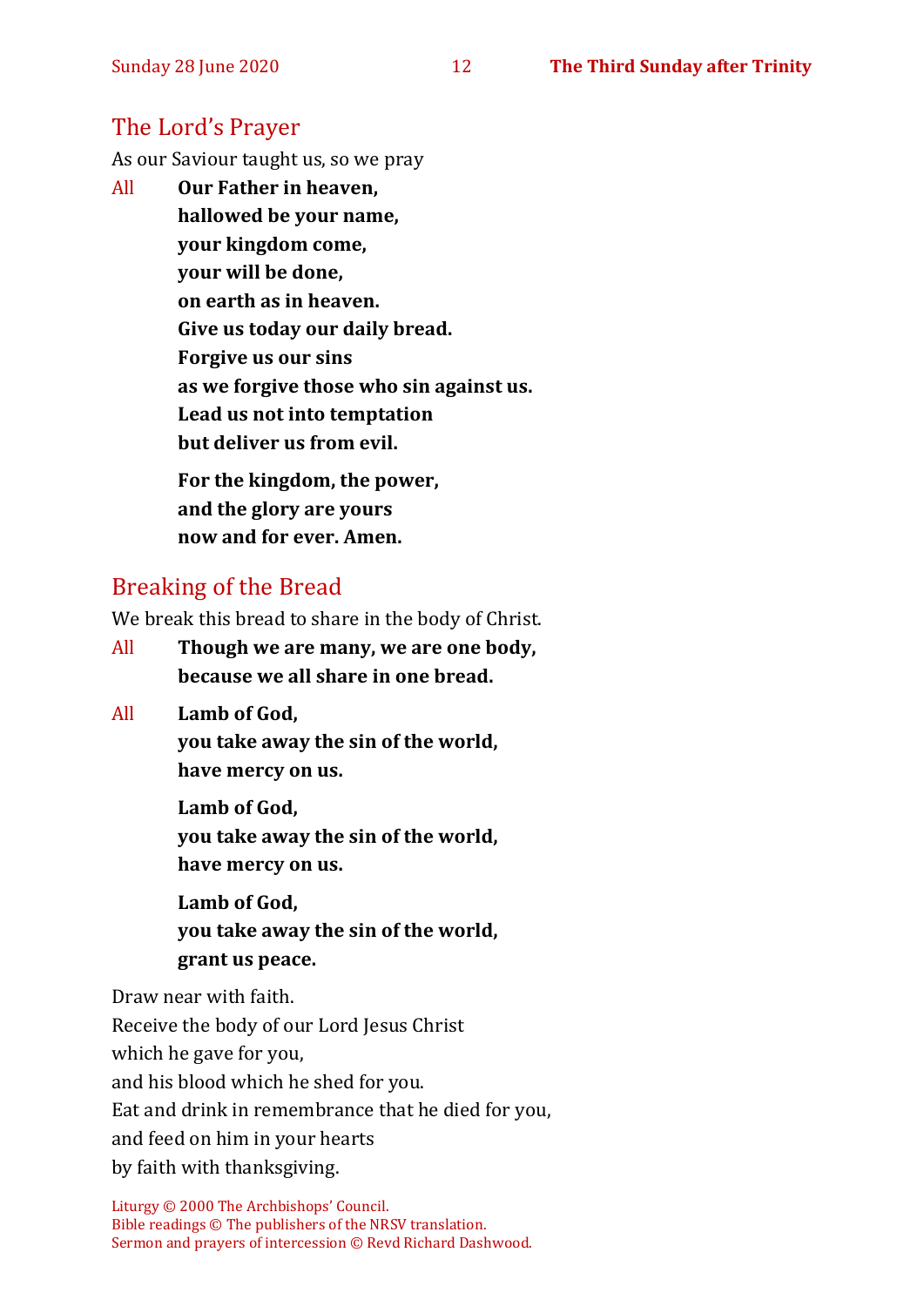## The Lord's Prayer

As our Saviour taught us, so we pray

All **Our Father in heaven,**
**hallowed be your name,**
**your kingdom come,**
**your will be done,**
**on earth as in heaven.**
**Give us today our daily bread.**
**Forgive us our sins**
**as we forgive those who sin against us.**
**Lead us not into temptation**
**but deliver us from evil.**

**For the kingdom, the power,**
**and the glory are yours**
**now and for ever. Amen.**

## Breaking of the Bread

We break this bread to share in the body of Christ.

All **Though we are many, we are one body,**
**because we all share in one bread.**

All **Lamb of God,**
**you take away the sin of the world,**
**have mercy on us.**

**Lamb of God,**
**you take away the sin of the world,**
**have mercy on us.**

**Lamb of God,**
**you take away the sin of the world,**
**grant us peace.**

Draw near with faith.
Receive the body of our Lord Jesus Christ
which he gave for you,
and his blood which he shed for you.
Eat and drink in remembrance that he died for you,
and feed on him in your hearts
by faith with thanksgiving.

Liturgy © 2000 The Archbishops' Council.
Bible readings © The publishers of the NRSV translation.
Sermon and prayers of intercession © Revd Richard Dashwood.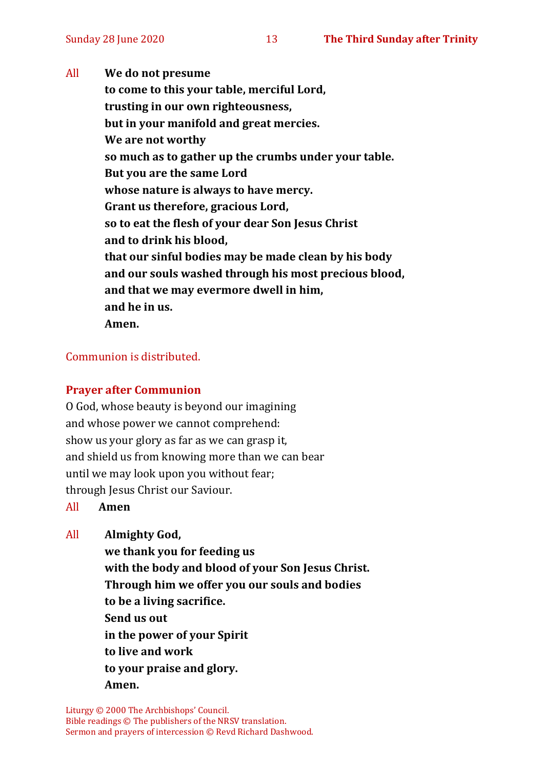All **We do not presume**
**to come to this your table, merciful Lord,**
**trusting in our own righteousness,**
**but in your manifold and great mercies.**
**We are not worthy**
**so much as to gather up the crumbs under your table.**
**But you are the same Lord**
**whose nature is always to have mercy.**
**Grant us therefore, gracious Lord,**
**so to eat the flesh of your dear Son Jesus Christ**
**and to drink his blood,**
**that our sinful bodies may be made clean by his body**
**and our souls washed through his most precious blood,**
**and that we may evermore dwell in him,**
**and he in us.**
**Amen.**

Communion is distributed.

### Prayer after Communion

O God, whose beauty is beyond our imagining
and whose power we cannot comprehend:
show us your glory as far as we can grasp it,
and shield us from knowing more than we can bear
until we may look upon you without fear;
through Jesus Christ our Saviour.

All **Amen**

All **Almighty God,**
**we thank you for feeding us**
**with the body and blood of your Son Jesus Christ.**
**Through him we offer you our souls and bodies**
**to be a living sacrifice.**
**Send us out**
**in the power of your Spirit**
**to live and work**
**to your praise and glory.**
**Amen.**

Liturgy © 2000 The Archbishops' Council.
Bible readings © The publishers of the NRSV translation.
Sermon and prayers of intercession © Revd Richard Dashwood.